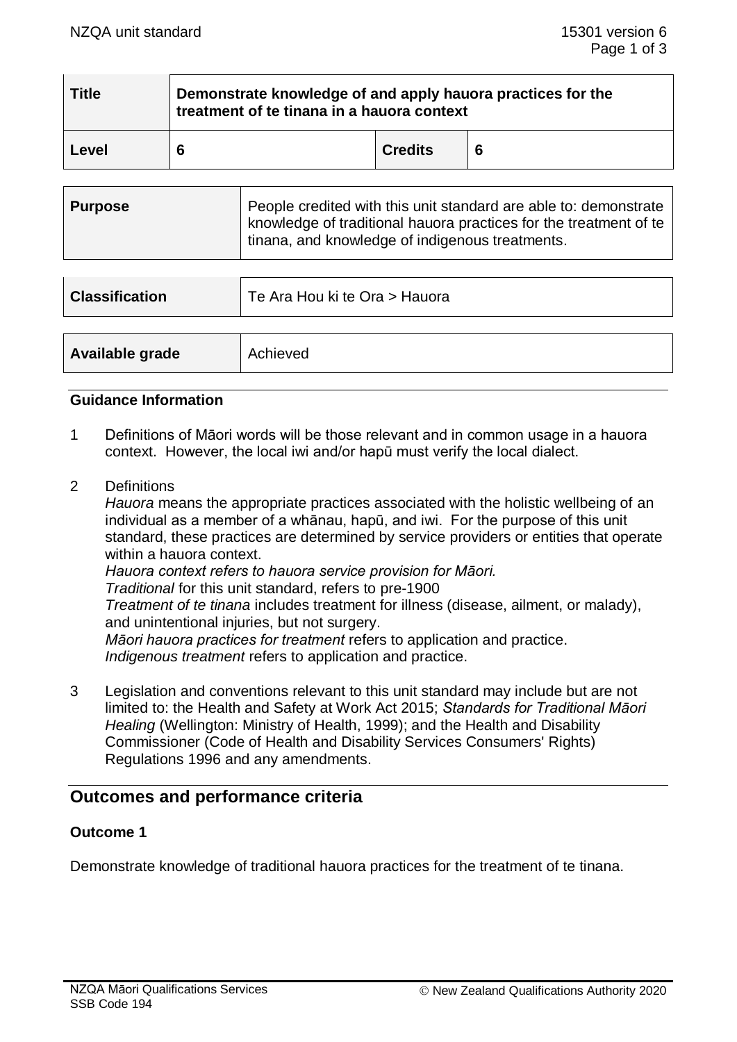| Title | Demonstrate knowledge of and apply hauora practices for the treatment of te tinana in a hauora context | | |
|---|---|---|---|
| Level | 6 | Credits | 6 |

| Purpose | People credited with this unit standard are able to: demonstrate knowledge of traditional hauora practices for the treatment of te tinana, and knowledge of indigenous treatments. |
|---|---|

| Classification | Te Ara Hou ki te Ora > Hauora |
|---|---|

| Available grade | Achieved |
|---|---|

### Guidance Information

1 Definitions of Māori words will be those relevant and in common usage in a hauora context. However, the local iwi and/or hapū must verify the local dialect.

2 Definitions
*Hauora* means the appropriate practices associated with the holistic wellbeing of an individual as a member of a whānau, hapū, and iwi. For the purpose of this unit standard, these practices are determined by service providers or entities that operate within a hauora context.
*Hauora context refers to hauora service provision for Māori.*
*Traditional* for this unit standard, refers to pre-1900
*Treatment of te tinana* includes treatment for illness (disease, ailment, or malady), and unintentional injuries, but not surgery.
*Māori hauora practices for treatment* refers to application and practice.
*Indigenous treatment* refers to application and practice.

3 Legislation and conventions relevant to this unit standard may include but are not limited to: the Health and Safety at Work Act 2015; *Standards for Traditional Māori Healing* (Wellington: Ministry of Health, 1999); and the Health and Disability Commissioner (Code of Health and Disability Services Consumers' Rights) Regulations 1996 and any amendments.

## Outcomes and performance criteria

### Outcome 1

Demonstrate knowledge of traditional hauora practices for the treatment of te tinana.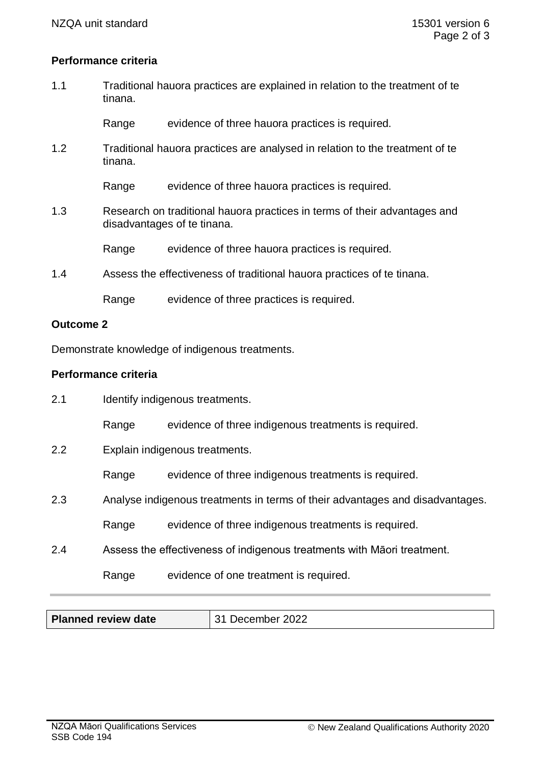### Performance criteria

1.1 Traditional hauora practices are explained in relation to the treatment of te tinana.

Range evidence of three hauora practices is required.

1.2 Traditional hauora practices are analysed in relation to the treatment of te tinana.

Range evidence of three hauora practices is required.

1.3 Research on traditional hauora practices in terms of their advantages and disadvantages of te tinana.

Range evidence of three hauora practices is required.

1.4 Assess the effectiveness of traditional hauora practices of te tinana.

Range evidence of three practices is required.

## Outcome 2

Demonstrate knowledge of indigenous treatments.

### Performance criteria

2.1 Identify indigenous treatments.

Range evidence of three indigenous treatments is required.

2.2 Explain indigenous treatments.

Range evidence of three indigenous treatments is required.

2.3 Analyse indigenous treatments in terms of their advantages and disadvantages.

Range evidence of three indigenous treatments is required.

2.4 Assess the effectiveness of indigenous treatments with Māori treatment.

Range evidence of one treatment is required.

| **Planned review date** | 31 December 2022 |
|---|---|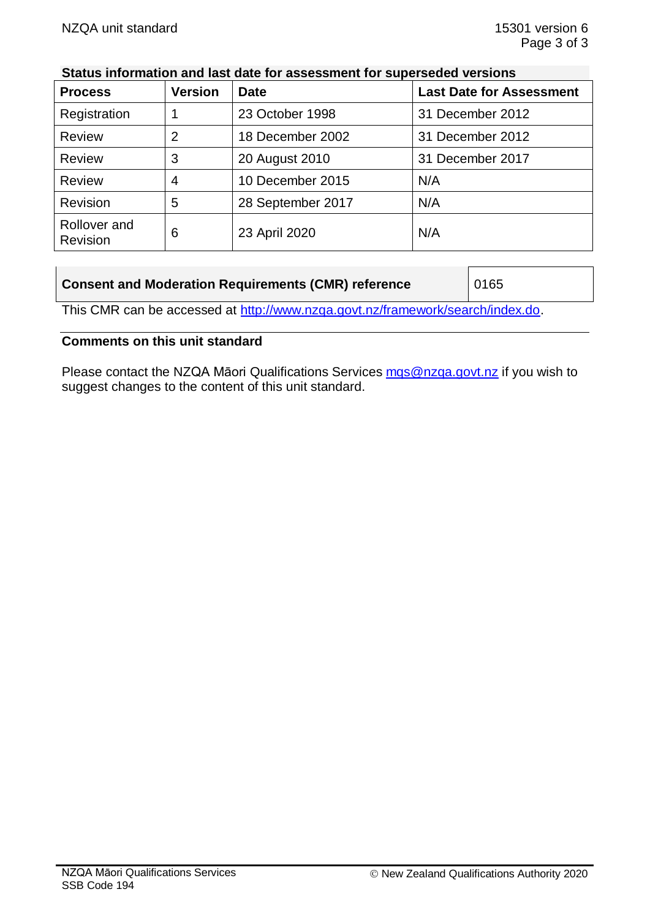**Status information and last date for assessment for superseded versions**

| Process | Version | Date | Last Date for Assessment |
|---|---|---|---|
| Registration | 1 | 23 October 1998 | 31 December 2012 |
| Review | 2 | 18 December 2002 | 31 December 2012 |
| Review | 3 | 20 August 2010 | 31 December 2017 |
| Review | 4 | 10 December 2015 | N/A |
| Revision | 5 | 28 September 2017 | N/A |
| Rollover and Revision | 6 | 23 April 2020 | N/A |

| Consent and Moderation Requirements (CMR) reference | 0165 |
|---|---|

This CMR can be accessed at http://www.nzqa.govt.nz/framework/search/index.do.

**Comments on this unit standard**

Please contact the NZQA Māori Qualifications Services mqs@nzqa.govt.nz if you wish to suggest changes to the content of this unit standard.